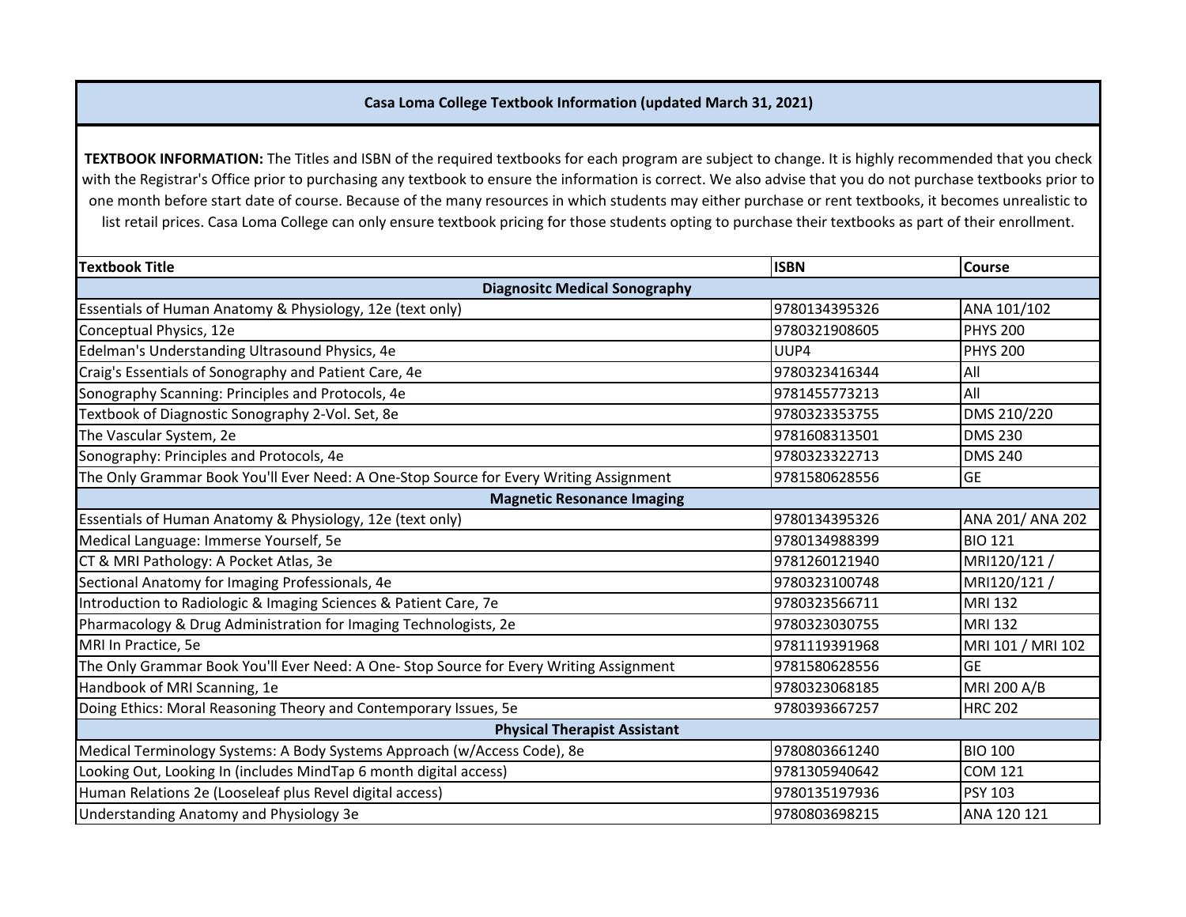**Casa Loma College Textbook Information (updated March 31, 2021)**

**TEXTBOOK INFORMATION:** The Titles and ISBN of the required textbooks for each program are subject to change. It is highly recommended that you check with the Registrar's Office prior to purchasing any textbook to ensure the information is correct. We also advise that you do not purchase textbooks prior to one month before start date of course. Because of the many resources in which students may either purchase or rent textbooks, it becomes unrealistic to list retail prices. Casa Loma College can only ensure textbook pricing for those students opting to purchase their textbooks as part of their enrollment.

| Textbook Title | ISBN | Course |
|---|---|---|
| **Diagnositc Medical Sonography** | | |
| Essentials of Human Anatomy & Physiology, 12e (text only) | 9780134395326 | ANA 101/102 |
| Conceptual Physics, 12e | 9780321908605 | PHYS 200 |
| Edelman's Understanding Ultrasound Physics, 4e | UUP4 | PHYS 200 |
| Craig's Essentials of Sonography and Patient Care, 4e | 9780323416344 | All |
| Sonography Scanning: Principles and Protocols, 4e | 9781455773213 | All |
| Textbook of Diagnostic Sonography 2-Vol. Set, 8e | 9780323353755 | DMS 210/220 |
| The Vascular System, 2e | 9781608313501 | DMS 230 |
| Sonography: Principles and Protocols, 4e | 9780323322713 | DMS 240 |
| The Only Grammar Book You'll Ever Need: A One-Stop Source for Every Writing Assignment | 9781580628556 | GE |
| **Magnetic Resonance Imaging** | | |
| Essentials of Human Anatomy & Physiology, 12e (text only) | 9780134395326 | ANA 201/ ANA 202 |
| Medical Language: Immerse Yourself, 5e | 9780134988399 | BIO 121 |
| CT & MRI Pathology: A Pocket Atlas, 3e | 9781260121940 | MRI120/121 / |
| Sectional Anatomy for Imaging Professionals, 4e | 9780323100748 | MRI120/121 / |
| Introduction to Radiologic & Imaging Sciences & Patient Care, 7e | 9780323566711 | MRI 132 |
| Pharmacology & Drug Administration for Imaging Technologists, 2e | 9780323030755 | MRI 132 |
| MRI In Practice, 5e | 9781119391968 | MRI 101 / MRI 102 |
| The Only Grammar Book You'll Ever Need: A One- Stop Source for Every Writing Assignment | 9781580628556 | GE |
| Handbook of MRI Scanning, 1e | 9780323068185 | MRI 200 A/B |
| Doing Ethics: Moral Reasoning Theory and Contemporary Issues, 5e | 9780393667257 | HRC 202 |
| **Physical Therapist Assistant** | | |
| Medical Terminology Systems: A Body Systems Approach (w/Access Code), 8e | 9780803661240 | BIO 100 |
| Looking Out, Looking In (includes MindTap 6 month digital access) | 9781305940642 | COM 121 |
| Human Relations 2e (Looseleaf plus Revel digital access) | 9780135197936 | PSY 103 |
| Understanding Anatomy and Physiology 3e | 9780803698215 | ANA 120 121 |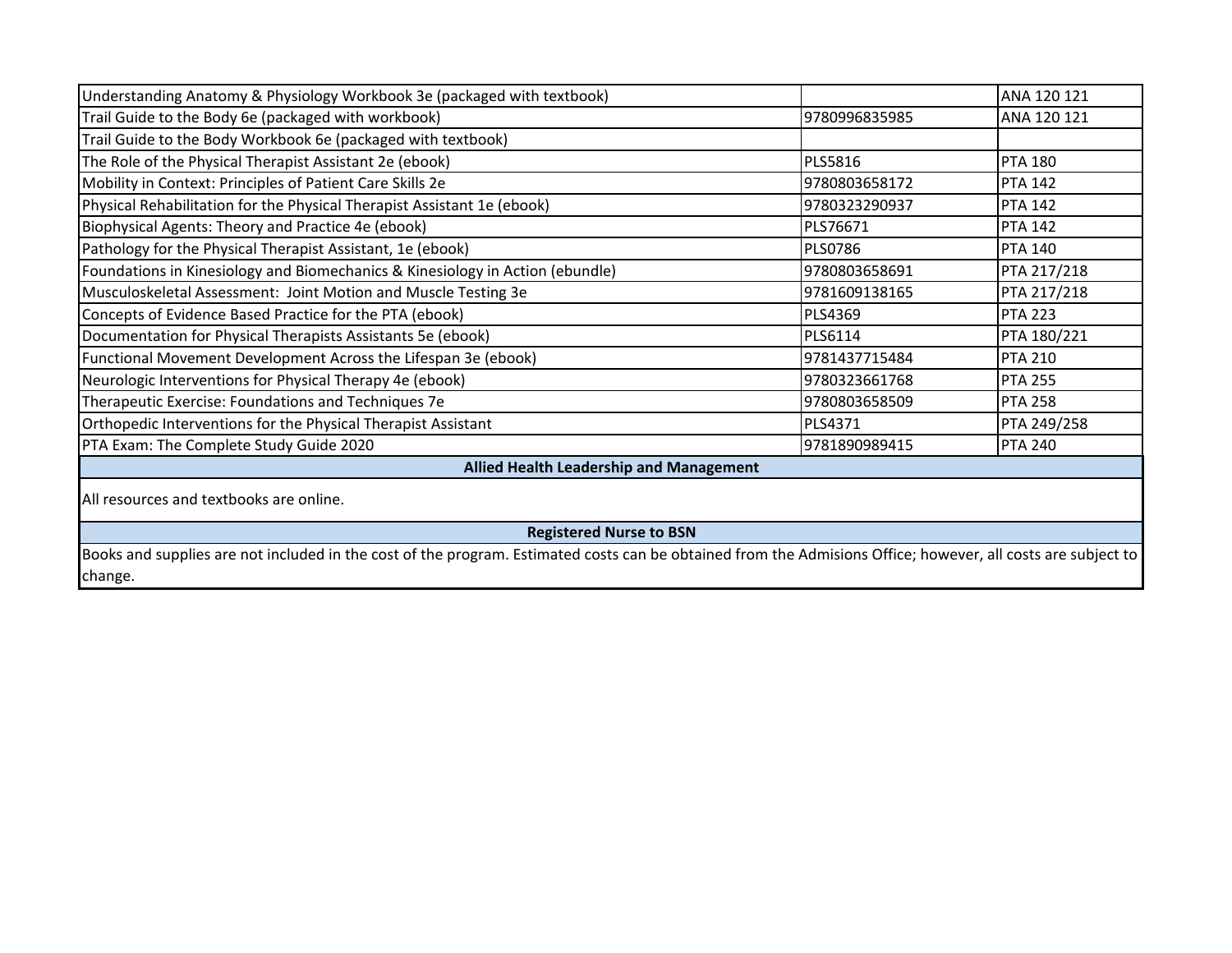| | | |
|---|---|---|
| Understanding Anatomy & Physiology Workbook 3e (packaged with textbook) | | ANA 120 121 |
| Trail Guide to the Body 6e (packaged with workbook) | 9780996835985 | ANA 120 121 |
| Trail Guide to the Body Workbook 6e (packaged with textbook) | | |
| The Role of the Physical Therapist Assistant 2e (ebook) | PLS5816 | PTA 180 |
| Mobility in Context: Principles of Patient Care Skills 2e | 9780803658172 | PTA 142 |
| Physical Rehabilitation for the Physical Therapist Assistant 1e (ebook) | 9780323290937 | PTA 142 |
| Biophysical Agents: Theory and Practice 4e (ebook) | PLS76671 | PTA 142 |
| Pathology for the Physical Therapist Assistant, 1e (ebook) | PLS0786 | PTA 140 |
| Foundations in Kinesiology and Biomechanics & Kinesiology in Action (ebundle) | 9780803658691 | PTA 217/218 |
| Musculoskeletal Assessment: Joint Motion and Muscle Testing 3e | 9781609138165 | PTA 217/218 |
| Concepts of Evidence Based Practice for the PTA (ebook) | PLS4369 | PTA 223 |
| Documentation for Physical Therapists Assistants 5e (ebook) | PLS6114 | PTA 180/221 |
| Functional Movement Development Across the Lifespan 3e (ebook) | 9781437715484 | PTA 210 |
| Neurologic Interventions for Physical Therapy 4e (ebook) | 9780323661768 | PTA 255 |
| Therapeutic Exercise: Foundations and Techniques 7e | 9780803658509 | PTA 258 |
| Orthopedic Interventions for the Physical Therapist Assistant | PLS4371 | PTA 249/258 |
| PTA Exam: The Complete Study Guide 2020 | 9781890989415 | PTA 240 |

**Allied Health Leadership and Management**

All resources and textbooks are online.

**Registered Nurse to BSN**

Books and supplies are not included in the cost of the program. Estimated costs can be obtained from the Admisions Office; however, all costs are subject to change.